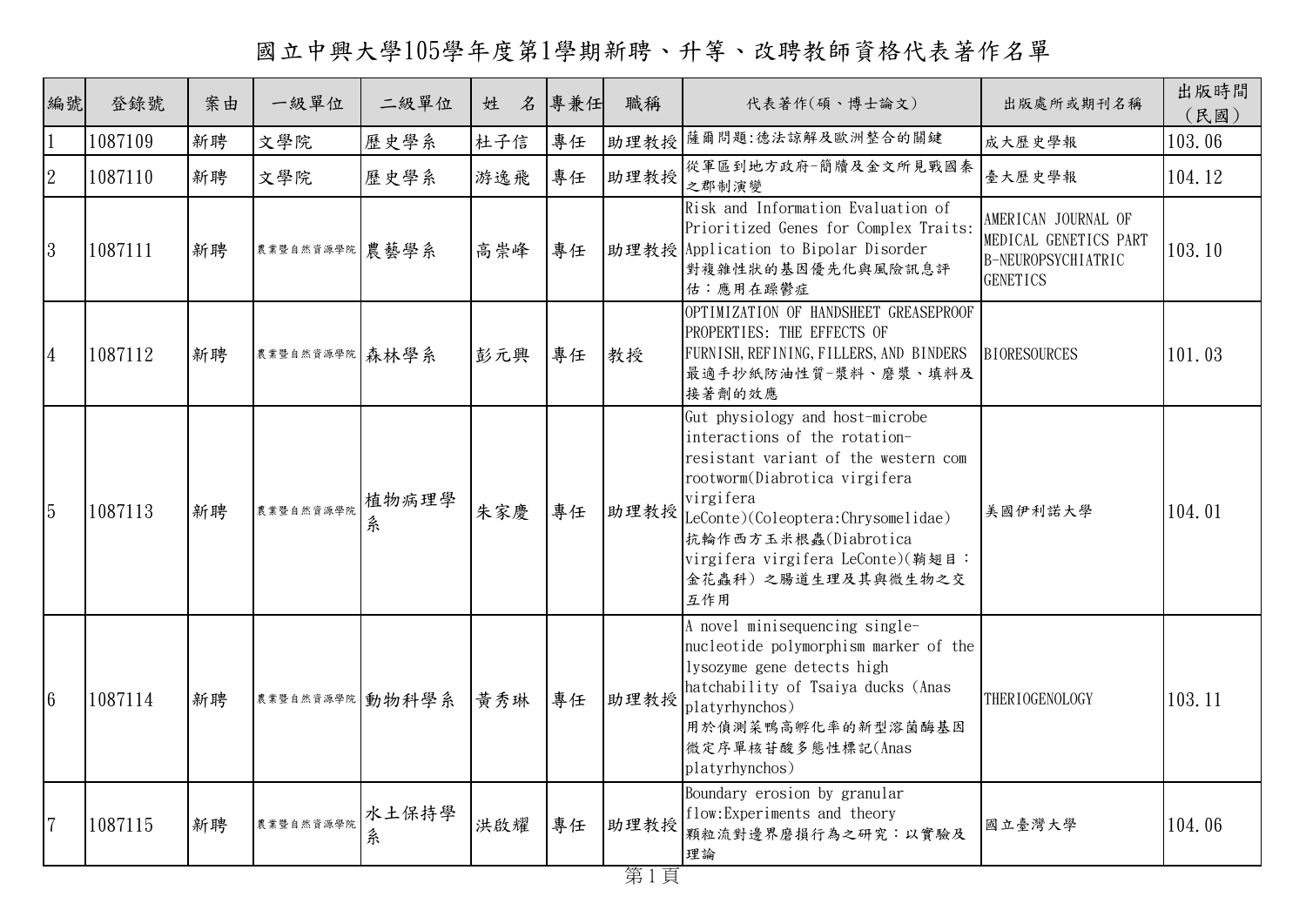# 國立中興大學105學年度第1學期新聘、升等、改聘教師資格代表著作名單

| 編號 | 登錄號 | 案由 | 一級單位 | 二級單位 | 姓　名 | 專兼任 | 職稱 | 代表著作(碩、博士論文) | 出版處所或期刊名稱 | 出版時間(民國) |
|---|---|---|---|---|---|---|---|---|---|---|
| 1 | 1087109 | 新聘 | 文學院 | 歷史學系 | 杜子信 | 專任 | 助理教授 | 薩爾問題:德法諒解及歐洲整合的關鍵 | 成大歷史學報 | 103.06 |
| 2 | 1087110 | 新聘 | 文學院 | 歷史學系 | 游逸飛 | 專任 | 助理教授 | 從軍區到地方政府-簡牘及金文所見戰國秦之郡制演變 | 臺大歷史學報 | 104.12 |
| 3 | 1087111 | 新聘 | 農業暨自然資源學院 | 農藝學系 | 高崇峰 | 專任 | 助理教授 | Risk and Information Evaluation of Prioritized Genes for Complex Traits: Application to Bipolar Disorder 對複雜性狀的基因優先化與風險訊息評估：應用在躁鬱症 | AMERICAN JOURNAL OF MEDICAL GENETICS PART B-NEUROPSYCHIATRIC GENETICS | 103.10 |
| 4 | 1087112 | 新聘 | 農業暨自然資源學院 | 森林學系 | 彭元興 | 專任 | 教授 | OPTIMIZATION OF HANDSHEET GREASEPROOF PROPERTIES: THE EFFECTS OF FURNISH,REFINING,FILLERS,AND BINDERS 最適手抄紙防油性質-漿料、磨漿、填料及接著劑的效應 | BIORESOURCES | 101.03 |
| 5 | 1087113 | 新聘 | 農業暨自然資源學院 | 植物病理學系 | 朱家慶 | 專任 | 助理教授 | Gut physiology and host-microbe interactions of the rotation-resistant variant of the western com rootworm(Diabrotica virgifera virgifera LeConte)(Coleoptera:Chrysomelidae) 抗輪作西方玉米根蟲(Diabrotica virgifera virgifera LeConte)(鞘翅目：金花蟲科) 之腸道生理及其與微生物之交互作用 | 美國伊利諾大學 | 104.01 |
| 6 | 1087114 | 新聘 | 農業暨自然資源學院 | 動物科學系 | 黃秀琳 | 專任 | 助理教授 | A novel minisequencing single-nucleotide polymorphism marker of the lysozyme gene detects high hatchability of Tsaiya ducks (Anas platyrhynchos) 用於偵測菜鴨高孵化率的新型溶菌酶基因微定序單核苷酸多態性標記(Anas platyrhynchos) | THERIOGENOLOGY | 103.11 |
| 7 | 1087115 | 新聘 | 農業暨自然資源學院 | 水土保持學系 | 洪啟耀 | 專任 | 助理教授 | Boundary erosion by granular flow:Experiments and theory 顆粒流對邊界磨損行為之研究：以實驗及理論 | 國立臺灣大學 | 104.06 |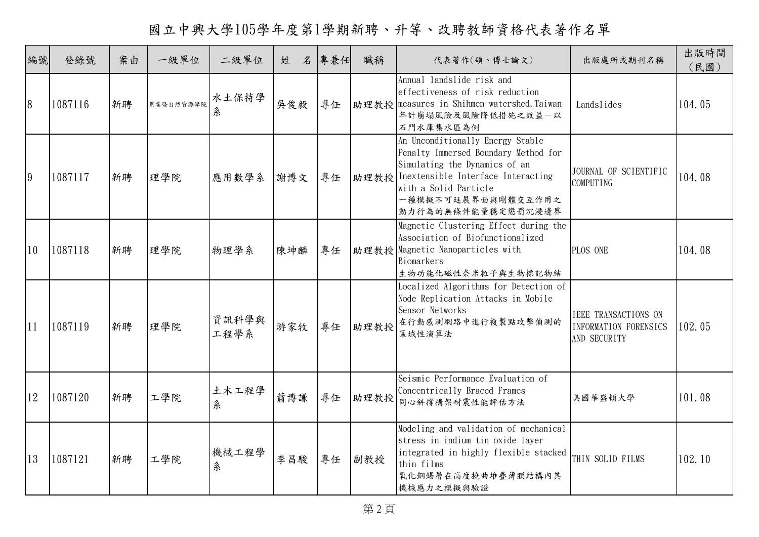# 國立中興大學105學年度第1學期新聘、升等、改聘教師資格代表著作名單

| 編號 | 登錄號 | 案由 | 一級單位 | 二級單位 | 姓　名 | 專兼任 | 職稱 | 代表著作(碩、博士論文) | 出版處所或期刊名稱 | 出版時間(民國) |
|---|---|---|---|---|---|---|---|---|---|---|
| 8 | 1087116 | 新聘 | 農業暨自然資源學院 | 水土保持學系 | 吳俊毅 | 專任 | 助理教授 | Annual landslide risk and effectiveness of risk reduction measures in Shihmen watershed,Taiwan<br>年計崩塌風險及風險降低措施之效益－以石門水庫集水區為例 | Landslides | 104.05 |
| 9 | 1087117 | 新聘 | 理學院 | 應用數學系 | 謝博文 | 專任 | 助理教授 | An Unconditionally Energy Stable Penalty Immersed Boundary Method for Simulating the Dynamics of an Inextensible Interface Interacting with a Solid Particle<br>一種模擬不可延展界面與剛體交互作用之動力行為的無條件能量穩定懲罰沉浸邊界 | JOURNAL OF SCIENTIFIC COMPUTING | 104.08 |
| 10 | 1087118 | 新聘 | 理學院 | 物理學系 | 陳坤麟 | 專任 | 助理教授 | Magnetic Clustering Effect during the Association of Biofunctionalized Magnetic Nanoparticles with Biomarkers<br>生物功能化磁性奈米粒子與生物標記物結 | PLOS ONE | 104.08 |
| 11 | 1087119 | 新聘 | 理學院 | 資訊科學與工程學系 | 游家牧 | 專任 | 助理教授 | Localized Algorithms for Detection of Node Replication Attacks in Mobile Sensor Networks<br>在行動感測網路中進行複製點攻擊偵測的區域性演算法 | IEEE TRANSACTIONS ON INFORMATION FORENSICS AND SECURITY | 102.05 |
| 12 | 1087120 | 新聘 | 工學院 | 土木工程學系 | 蕭博謙 | 專任 | 助理教授 | Seismic Performance Evaluation of Concentrically Braced Frames<br>同心斜撐構架耐震性能評估方法 | 美國華盛頓大學 | 101.08 |
| 13 | 1087121 | 新聘 | 工學院 | 機械工程學系 | 李昌駿 | 專任 | 副教授 | Modeling and validation of mechanical stress in indium tin oxide layer integrated in highly flexible stacked thin films<br>氧化銦錫層在高度撓曲堆疊薄膜結構內其機械應力之模擬與驗證 | THIN SOLID FILMS | 102.10 |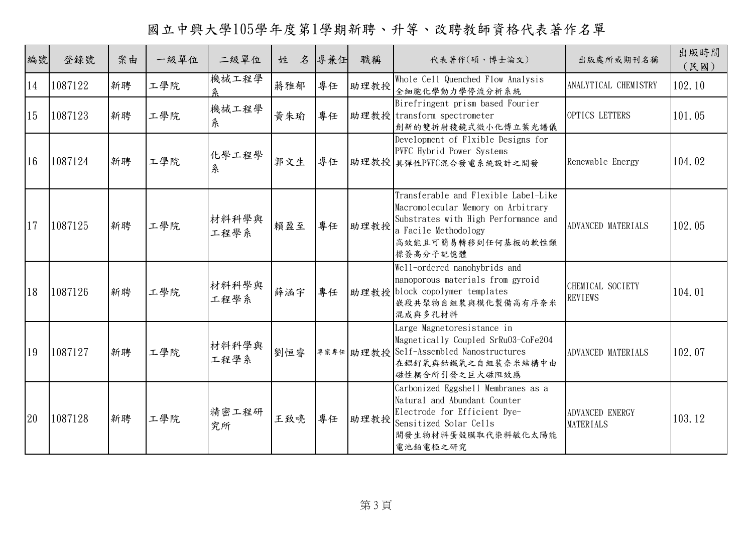# 國立中興大學105學年度第1學期新聘、升等、改聘教師資格代表著作名單

| 編號 | 登錄號 | 案由 | 一級單位 | 二級單位 | 姓　名 | 專兼任 | 職稱 | 代表著作(碩、博士論文) | 出版處所或期刊名稱 | 出版時間(民國) |
|---|---|---|---|---|---|---|---|---|---|---|
| 14 | 1087122 | 新聘 | 工學院 | 機械工程學系 | 蔣雅郁 | 專任 | 助理教授 | Whole Cell Quenched Flow Analysis 全細胞化學動力學停流分析系統 | ANALYTICAL CHEMISTRY | 102.10 |
| 15 | 1087123 | 新聘 | 工學院 | 機械工程學系 | 黃朱瑜 | 專任 | 助理教授 | Birefringent prism based Fourier transform spectrometer 創新的雙折射稜鏡式微小化傅立葉光譜儀 | OPTICS LETTERS | 101.05 |
| 16 | 1087124 | 新聘 | 工學院 | 化學工程學系 | 郭文生 | 專任 | 助理教授 | Development of Flxible Designs for PVFC Hybrid Power Systems 具彈性PVFC混合發電系統設計之開發 | Renewable Energy | 104.02 |
| 17 | 1087125 | 新聘 | 工學院 | 材料科學與工程學系 | 賴盈至 | 專任 | 助理教授 | Transferable and Flexible Label-Like Macromolecular Memory on Arbitrary Substrates with High Performance and a Facile Methodology 高效能且可簡易轉移到任何基板的軟性類標簽高分子記憶體 | ADVANCED MATERIALS | 102.05 |
| 18 | 1087126 | 新聘 | 工學院 | 材料科學與工程學系 | 薛涵宇 | 專任 | 助理教授 | Well-ordered nanohybrids and nanoporous materials from gyroid block copolymer templates 嵌段共聚物自組裝與模化製備高有序奈米混成與多孔材料 | CHEMICAL SOCIETY REVIEWS | 104.01 |
| 19 | 1087127 | 新聘 | 工學院 | 材料科學與工程學系 | 劉恒睿 | 專案專任 | 助理教授 | Large Magnetoresistance in Magnetically Coupled SrRuO3-CoFe2O4 Self-Assembled Nanostructures 在鍶釕氧與鈷鐵氧之自組裝奈米結構中由磁性耦合所引發之巨大磁阻效應 | ADVANCED MATERIALS | 102.07 |
| 20 | 1087128 | 新聘 | 工學院 | 精密工程研究所 | 王致嘵 | 專任 | 助理教授 | Carbonized Eggshell Membranes as a Natural and Abundant Counter Electrode for Efficient Dye-Sensitized Solar Cells 開發生物材料蛋殼膜取代染料敏化太陽能電池鉑電極之研究 | ADVANCED ENERGY MATERIALS | 103.12 |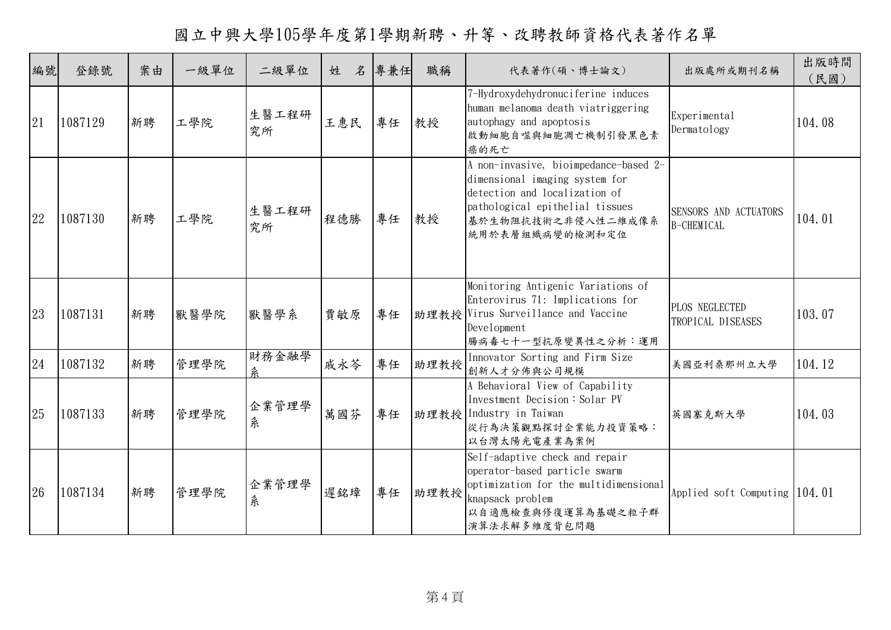# 國立中興大學105學年度第1學期新聘、升等、改聘教師資格代表著作名單

| 編號 | 登錄號 | 案由 | 一級單位 | 二級單位 | 姓　名 | 專兼任 | 職稱 | 代表著作(碩、博士論文) | 出版處所或期刊名稱 | 出版時間(民國) |
|---|---|---|---|---|---|---|---|---|---|---|
| 21 | 1087129 | 新聘 | 工學院 | 生醫工程研究所 | 王惠民 | 專任 | 教授 | 7-Hydroxydehydronuciferine induces human melanoma death viatriggering autophagy and apoptosis 啟動細胞自噬與細胞凋亡機制引發黑色素癌的死亡 | Experimental Dermatology | 104.08 |
| 22 | 1087130 | 新聘 | 工學院 | 生醫工程研究所 | 程德勝 | 專任 | 教授 | A non-invasive, bioimpedance-based 2-dimensional imaging system for detection and localization of pathological epithelial tissues 基於生物阻抗技術之非侵入性二維成像系統用於表層組織病變的檢測和定位 | SENSORS AND ACTUATORS B-CHEMICAL | 104.01 |
| 23 | 1087131 | 新聘 | 獸醫學院 | 獸醫學系 | 賈敏原 | 專任 | 助理教授 | Monitoring Antigenic Variations of Enterovirus 71: Implications for Virus Surveillance and Vaccine Development 腸病毒七十一型抗原變異性之分析：運用 | PLOS NEGLECTED TROPICAL DISEASES | 103.07 |
| 24 | 1087132 | 新聘 | 管理學院 | 財務金融學系 | 戚永苓 | 專任 | 助理教授 | Innovator Sorting and Firm Size 創新人才分佈與公司規模 | 美國亞利桑那州立大學 | 104.12 |
| 25 | 1087133 | 新聘 | 管理學院 | 企業管理學系 | 萬國芬 | 專任 | 助理教授 | A Behavioral View of Capability Investment Decision：Solar PV Industry in Taiwan 從行為決策觀點探討企業能力投資策略：以台灣太陽光電產業為案例 | 英國塞克斯大學 | 104.03 |
| 26 | 1087134 | 新聘 | 管理學院 | 企業管理學系 | 遲銘璋 | 專任 | 助理教授 | Self-adaptive check and repair operator-based particle swarm optimization for the multidimensional knapsack problem 以自適應檢查與修復運算為基礎之粒子群演算法求解多維度背包問題 | Applied soft Computing | 104.01 |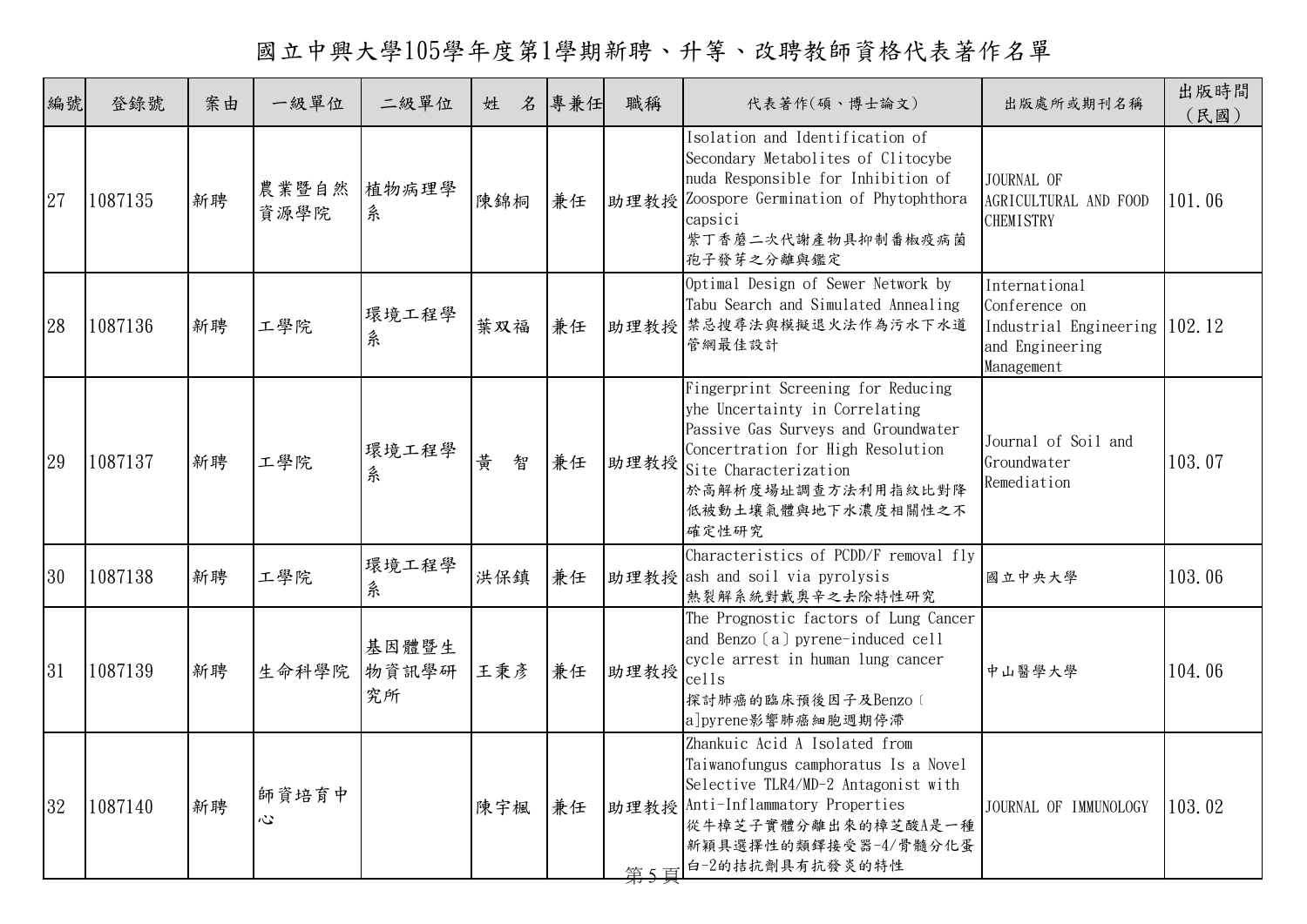# 國立中興大學105學年度第1學期新聘、升等、改聘教師資格代表著作名單

| 編號 | 登錄號 | 案由 | 一級單位 | 二級單位 | 姓　名 | 專兼任 | 職稱 | 代表著作(碩、博士論文) | 出版處所或期刊名稱 | 出版時間（民國） |
|---|---|---|---|---|---|---|---|---|---|---|
| 27 | 1087135 | 新聘 | 農業暨自然資源學院 | 植物病理學系 | 陳錦桐 | 兼任 | 助理教授 | Isolation and Identification of Secondary Metabolites of Clitocybe nuda Responsible for Inhibition of Zoospore Germination of Phytophthora capsici<br>紫丁香蘑二次代謝產物具抑制番椒疫病菌孢子發芽之分離與鑑定 | JOURNAL OF AGRICULTURAL AND FOOD CHEMISTRY | 101.06 |
| 28 | 1087136 | 新聘 | 工學院 | 環境工程學系 | 葉双福 | 兼任 | 助理教授 | Optimal Design of Sewer Network by Tabu Search and Simulated Annealing<br>禁忌搜尋法與模擬退火法作為污水下水道管網最佳設計 | International Conference on Industrial Engineering and Engineering Management | 102.12 |
| 29 | 1087137 | 新聘 | 工學院 | 環境工程學系 | 黃　智 | 兼任 | 助理教授 | Fingerprint Screening for Reducing yhe Uncertainty in Correlating Passive Gas Surveys and Groundwater Concertration for High Resolution Site Characterization<br>於高解析度場址調查方法利用指紋比對降低被動土壤氣體與地下水濃度相關性之不確定性研究 | Journal of Soil and Groundwater Remediation | 103.07 |
| 30 | 1087138 | 新聘 | 工學院 | 環境工程學系 | 洪保鎮 | 兼任 | 助理教授 | Characteristics of PCDD/F removal fly ash and soil via pyrolysis<br>熱裂解系統對戴奧辛之去除特性研究 | 國立中央大學 | 103.06 |
| 31 | 1087139 | 新聘 | 生命科學院 | 基因體暨生物資訊學研究所 | 王秉彥 | 兼任 | 助理教授 | The Prognostic factors of Lung Cancer and Benzo〔a〕pyrene-induced cell cycle arrest in human lung cancer cells<br>探討肺癌的臨床預後因子及Benzo〔a]pyrene影響肺癌細胞週期停滯 | 中山醫學大學 | 104.06 |
| 32 | 1087140 | 新聘 | 師資培育中心 | | 陳宇楓 | 兼任 | 助理教授 | Zhankuic Acid A Isolated from Taiwanofungus camphoratus Is a Novel Selective TLR4/MD-2 Antagonist with Anti-Inflammatory Properties<br>從牛樟芝子實體分離出來的樟芝酸A是一種新穎具選擇性的類鐸接受器-4/骨髓分化蛋白-2的拮抗劑具有抗發炎的特性 | JOURNAL OF IMMUNOLOGY | 103.02 |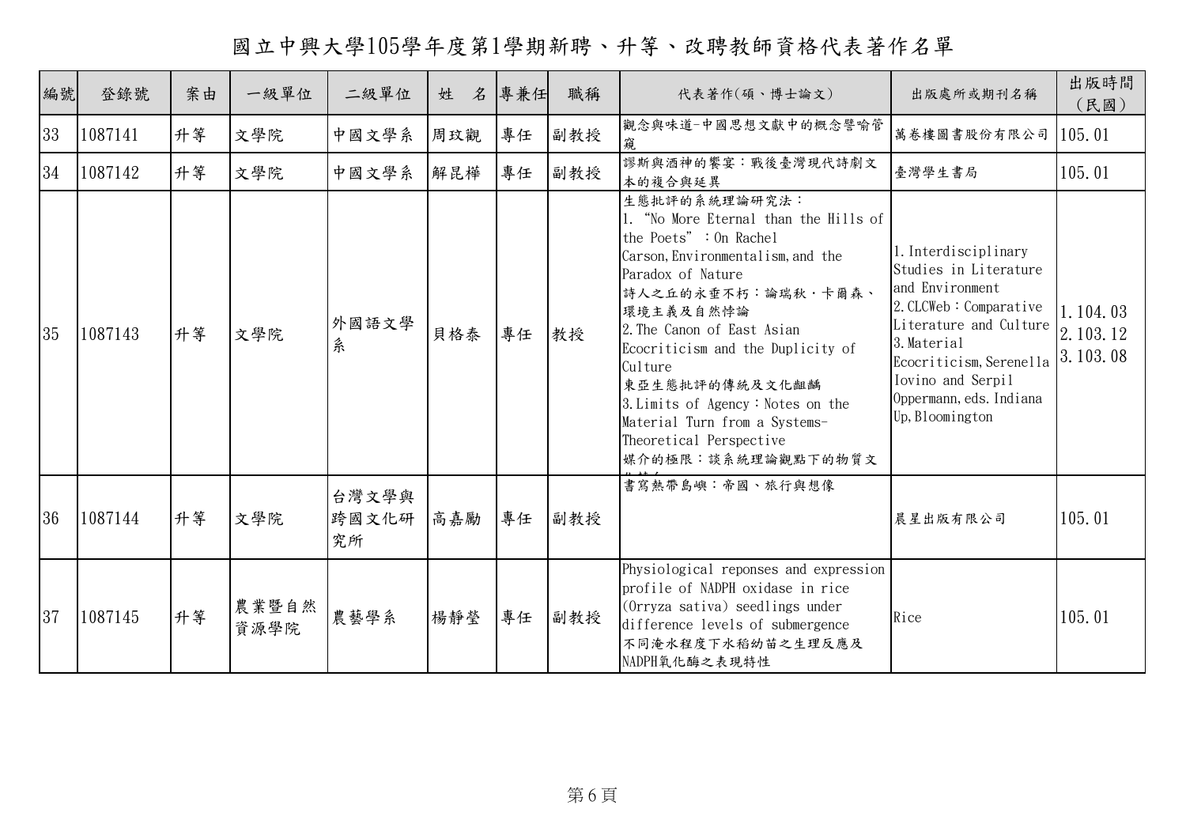# 國立中興大學105學年度第1學期新聘、升等、改聘教師資格代表著作名單

| 編號 | 登錄號 | 案由 | 一級單位 | 二級單位 | 姓　名 | 專兼任 | 職稱 | 代表著作(碩、博士論文) | 出版處所或期刊名稱 | 出版時間(民國) |
|---|---|---|---|---|---|---|---|---|---|---|
| 33 | 1087141 | 升等 | 文學院 | 中國文學系 | 周玟觀 | 專任 | 副教授 | 觀念與味道-中國思想文獻中的概念譬喻管窺 | 萬卷樓圖書股份有限公司 | 105.01 |
| 34 | 1087142 | 升等 | 文學院 | 中國文學系 | 解昆樺 | 專任 | 副教授 | 謬斯與酒神的饗宴：戰後臺灣現代詩劇文本的複合與延異 | 臺灣學生書局 | 105.01 |
| 35 | 1087143 | 升等 | 文學院 | 外國語文學系 | 貝格泰 | 專任 | 教授 | 生態批評的系統理論研究法：<br>1. "No More Eternal than the Hills of the Poets"：On Rachel Carson, Environmentalism, and the Paradox of Nature<br>詩人之丘的永垂不朽：論瑞秋．卡爾森、環境主義及自然悖論<br>2. The Canon of East Asian Ecocriticism and the Duplicity of Culture<br>東亞生態批評的傳統及文化齟齬<br>3. Limits of Agency：Notes on the Material Turn from a Systems-Theoretical Perspective<br>媒介的極限：談系統理論觀點下的物質文化轉向 | 1. Interdisciplinary Studies in Literature and Environment<br>2. CLCWeb：Comparative Literature and Culture<br>3. Material Ecocriticism, Serenella Iovino and Serpil Oppermann, eds. Indiana Up, Bloomington | 1. 104.03<br>2. 103.12<br>3. 103.08 |
| 36 | 1087144 | 升等 | 文學院 | 台灣文學與跨國文化研究所 | 高嘉勵 | 專任 | 副教授 | 書寫熱帶島嶼：帝國、旅行與想像 | 晨星出版有限公司 | 105.01 |
| 37 | 1087145 | 升等 | 農業暨自然資源學院 | 農藝學系 | 楊靜瑩 | 專任 | 副教授 | Physiological reponses and expression profile of NADPH oxidase in rice (Orryza sativa) seedlings under difference levels of submergence<br>不同淹水程度下水稻幼苗之生理反應及NADPH氧化酶之表現特性 | Rice | 105.01 |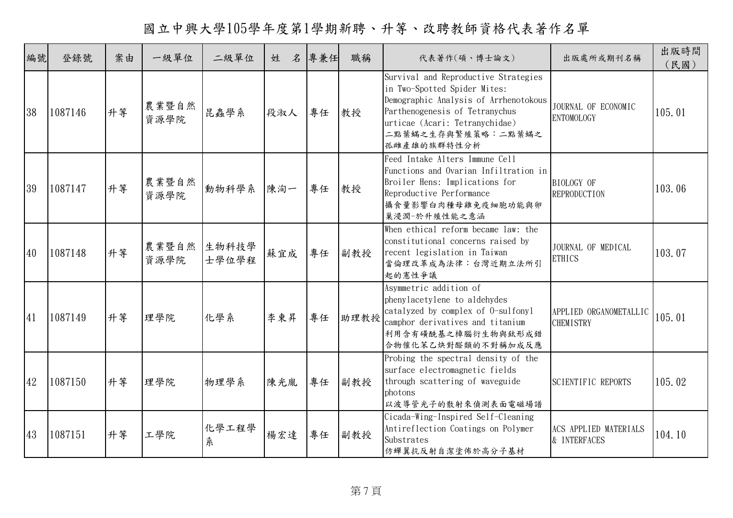# 國立中興大學105學年度第1學期新聘、升等、改聘教師資格代表著作名單

| 編號 | 登錄號 | 案由 | 一級單位 | 二級單位 | 姓　名 | 專兼任 | 職稱 | 代表著作(碩、博士論文) | 出版處所或期刊名稱 | 出版時間(民國) |
|---|---|---|---|---|---|---|---|---|---|---|
| 38 | 1087146 | 升等 | 農業暨自然資源學院 | 昆蟲學系 | 段淑人 | 專任 | 教授 | Survival and Reproductive Strategies in Two-Spotted Spider Mites: Demographic Analysis of Arrhenotokous Parthenogenesis of Tetranychus urticae (Acari: Tetranychidae)<br>二點葉蟎之生存與繁殖策略：二點葉蟎之孤雌產雄的族群特性分析 | JOURNAL OF ECONOMIC ENTOMOLOGY | 105.01 |
| 39 | 1087147 | 升等 | 農業暨自然資源學院 | 動物科學系 | 陳洵一 | 專任 | 教授 | Feed Intake Alters Immune Cell Functions and Ovarian Infiltration in Broiler Hens: Implications for Reproductive Performance<br>攝食量影響白肉種母雞免疫細胞功能與卵巢浸潤-於升殖性能之意涵 | BIOLOGY OF REPRODUCTION | 103.06 |
| 40 | 1087148 | 升等 | 農業暨自然資源學院 | 生物科技學士學位學程 | 蘇宜成 | 專任 | 副教授 | When ethical reform became law: the constitutional concerns raised by recent legislation in Taiwan<br>當倫理改革成為法律：台灣近期立法所引起的憲性爭議 | JOURNAL OF MEDICAL ETHICS | 103.07 |
| 41 | 1087149 | 升等 | 理學院 | 化學系 | 李東昇 | 專任 | 助理教授 | Asymmetric addition of phenylacetylene to aldehydes catalyzed by complex of O-sulfonyl camphor derivatives and titanium<br>利用含有磺醯基之樟腦衍生物與鈦形成錯合物催化苯乙炔對醛類的不對稱加成反應 | APPLIED ORGANOMETALLIC CHEMISTRY | 105.01 |
| 42 | 1087150 | 升等 | 理學院 | 物理學系 | 陳光胤 | 專任 | 副教授 | Probing the spectral density of the surface electromagnetic fields through scattering of waveguide photons<br>以波導管光子的散射來偵測表面電磁場譜 | SCIENTIFIC REPORTS | 105.02 |
| 43 | 1087151 | 升等 | 工學院 | 化學工程學系 | 楊宏達 | 專任 | 副教授 | Cicada-Wing-Inspired Self-Cleaning Antireflection Coatings on Polymer Substrates<br>仿蟬翼抗反射自潔塗佈於高分子基材 | ACS APPLIED MATERIALS & INTERFACES | 104.10 |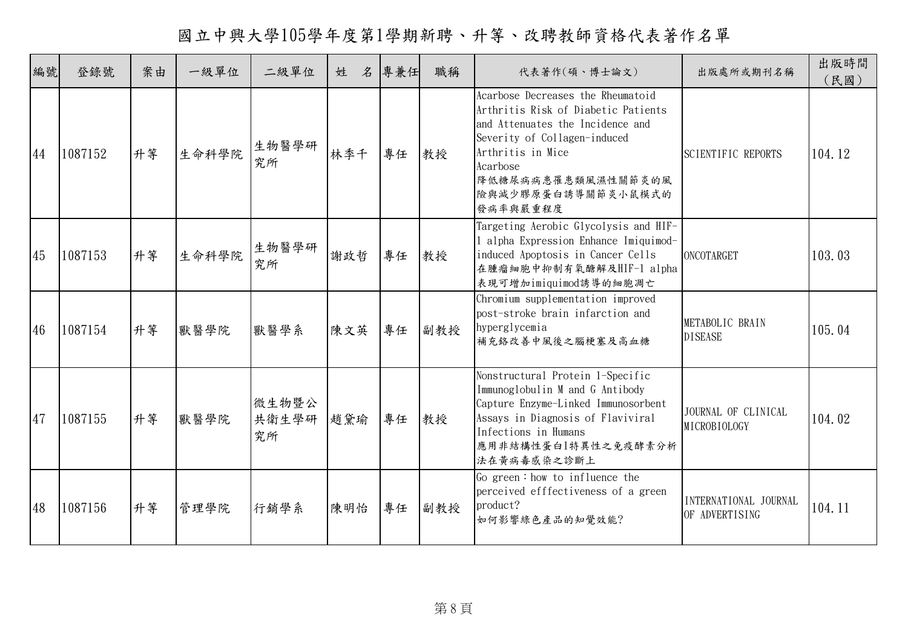# 國立中興大學105學年度第1學期新聘、升等、改聘教師資格代表著作名單

| 編號 | 登錄號 | 案由 | 一級單位 | 二級單位 | 姓　名 | 專兼任 | 職稱 | 代表著作(碩、博士論文) | 出版處所或期刊名稱 | 出版時間（民國） |
|---|---|---|---|---|---|---|---|---|---|---|
| 44 | 1087152 | 升等 | 生命科學院 | 生物醫學研究所 | 林季千 | 專任 | 教授 | Acarbose Decreases the Rheumatoid Arthritis Risk of Diabetic Patients and Attenuates the Incidence and Severity of Collagen-induced Arthritis in Mice<br>Acarbose降低糖尿病病患罹患類風濕性關節炎的風險與減少膠原蛋白誘導關節炎小鼠模式的發病率與嚴重程度 | SCIENTIFIC REPORTS | 104.12 |
| 45 | 1087153 | 升等 | 生命科學院 | 生物醫學研究所 | 謝政哲 | 專任 | 教授 | Targeting Aerobic Glycolysis and HIF-1 alpha Expression Enhance Imiquimod-induced Apoptosis in Cancer Cells<br>在腫瘤細胞中抑制有氧醣解及HIF-1 alpha表現可增加imiquimod誘導的細胞凋亡 | ONCOTARGET | 103.03 |
| 46 | 1087154 | 升等 | 獸醫學院 | 獸醫學系 | 陳文英 | 專任 | 副教授 | Chromium supplementation improved post-stroke brain infarction and hyperglycemia<br>補充鉻改善中風後之腦梗塞及高血糖 | METABOLIC BRAIN DISEASE | 105.04 |
| 47 | 1087155 | 升等 | 獸醫學院 | 微生物暨公共衛生學研究所 | 趙黛瑜 | 專任 | 教授 | Nonstructural Protein 1-Specific Immunoglobulin M and G Antibody Capture Enzyme-Linked Immunosorbent Assays in Diagnosis of Flaviviral Infections in Humans<br>應用非結構性蛋白1特異性之免疫酵素分析法在黃病毒感染之診斷上 | JOURNAL OF CLINICAL MICROBIOLOGY | 104.02 |
| 48 | 1087156 | 升等 | 管理學院 | 行銷學系 | 陳明怡 | 專任 | 副教授 | Go green：how to influence the perceived efffectiveness of a green product?<br>如何影響綠色產品的知覺效能? | INTERNATIONAL JOURNAL OF ADVERTISING | 104.11 |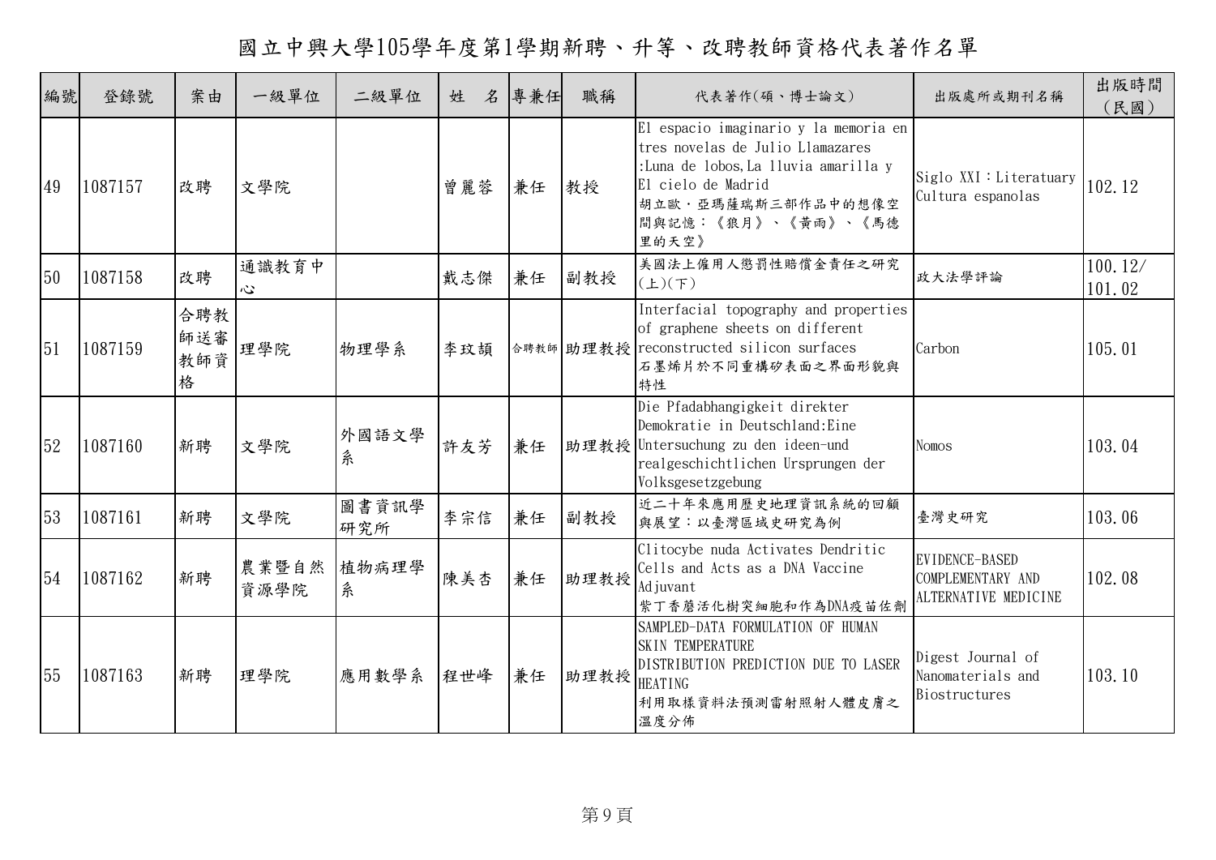# 國立中興大學105學年度第1學期新聘、升等、改聘教師資格代表著作名單

| 編號 | 登錄號 | 案由 | 一級單位 | 二級單位 | 姓　名 | 專兼任 | 職稱 | 代表著作(碩、博士論文) | 出版處所或期刊名稱 | 出版時間(民國) |
|---|---|---|---|---|---|---|---|---|---|---|
| 49 | 1087157 | 改聘 | 文學院 | | 曾麗蓉 | 兼任 | 教授 | El espacio imaginario y la memoria en tres novelas de Julio Llamazares :Luna de lobos,La lluvia amarilla y El cielo de Madrid 胡立歐．亞瑪薩瑞斯三部作品中的想像空間與記憶：《狼月》、《黃雨》、《馬德里的天空》 | Siglo XXI：Literatuary Cultura espanolas | 102.12 |
| 50 | 1087158 | 改聘 | 通識教育中心 | | 戴志傑 | 兼任 | 副教授 | 美國法上僱用人懲罰性賠償金責任之研究(上)(下) | 政大法學評論 | 100.12/ 101.02 |
| 51 | 1087159 | 合聘教師送審教師資格 | 理學院 | 物理學系 | 李玟頡 | 合聘教師 | 助理教授 | Interfacial topography and properties of graphene sheets on different reconstructed silicon surfaces 石墨烯片於不同重構矽表面之界面形貌與特性 | Carbon | 105.01 |
| 52 | 1087160 | 新聘 | 文學院 | 外國語文學系 | 許友芳 | 兼任 | 助理教授 | Die Pfadabhangigkeit direkter Demokratie in Deutschland:Eine Untersuchung zu den ideen-und realgeschichtlichen Ursprungen der Volksgesetzgebung | Nomos | 103.04 |
| 53 | 1087161 | 新聘 | 文學院 | 圖書資訊學研究所 | 李宗信 | 兼任 | 副教授 | 近二十年來應用歷史地理資訊系統的回顧與展望：以臺灣區域史研究為例 | 臺灣史研究 | 103.06 |
| 54 | 1087162 | 新聘 | 農業暨自然資源學院 | 植物病理學系 | 陳美杏 | 兼任 | 助理教授 | Clitocybe nuda Activates Dendritic Cells and Acts as a DNA Vaccine Adjuvant 紫丁香蘑活化樹突細胞和作為DNA疫苗佐劑 | EVIDENCE-BASED COMPLEMENTARY AND ALTERNATIVE MEDICINE | 102.08 |
| 55 | 1087163 | 新聘 | 理學院 | 應用數學系 | 程世峰 | 兼任 | 助理教授 | SAMPLED-DATA FORMULATION OF HUMAN SKIN TEMPERATURE DISTRIBUTION PREDICTION DUE TO LASER HEATING 利用取樣資料法預測雷射照射人體皮膚之溫度分佈 | Digest Journal of Nanomaterials and Biostructures | 103.10 |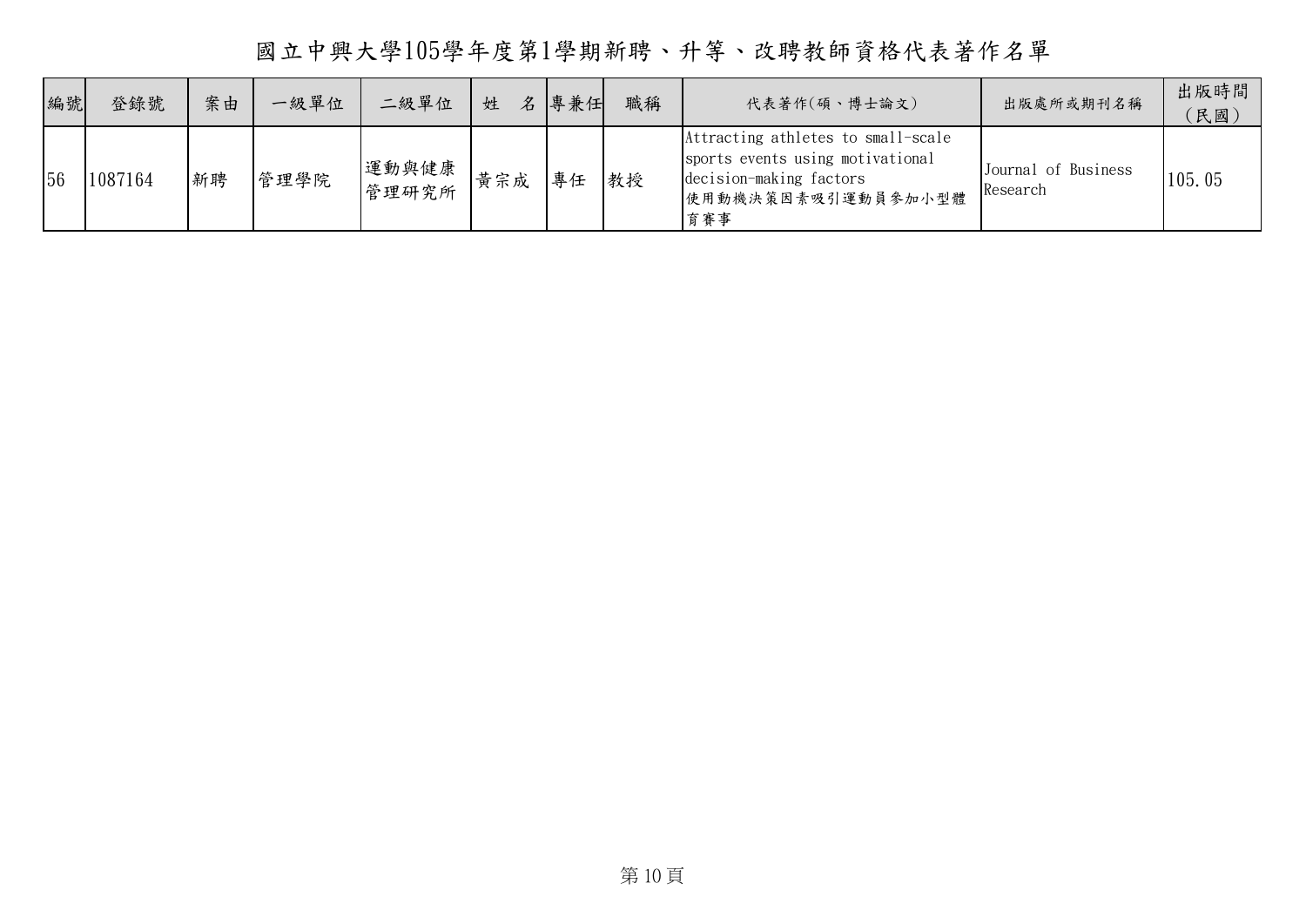# 國立中興大學105學年度第1學期新聘、升等、改聘教師資格代表著作名單

| 編號 | 登錄號 | 案由 | 一級單位 | 二級單位 | 姓　名 | 專兼任 | 職稱 | 代表著作(碩、博士論文) | 出版處所或期刊名稱 | 出版時間(民國) |
|---|---|---|---|---|---|---|---|---|---|---|
| 56 | 1087164 | 新聘 | 管理學院 | 運動與健康管理研究所 | 黃宗成 | 專任 | 教授 | Attracting athletes to small-scale sports events using motivational decision-making factors 使用動機決策因素吸引運動員參加小型體育賽事 | Journal of Business Research | 105.05 |